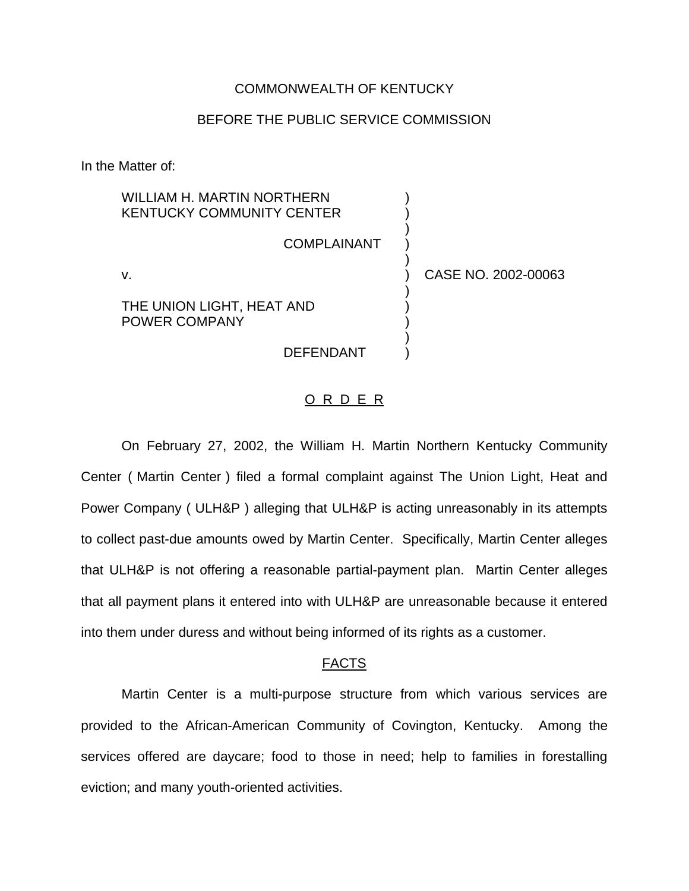COMMONWEALTH OF KENTUCKY

BEFORE THE PUBLIC SERVICE COMMISSION

In the Matter of:

WILLIAM H. MARTIN NORTHERN KENTUCKY COMMUNITY CENTER

COMPLAINANT

v.

THE UNION LIGHT, HEAT AND POWER COMPANY

DEFENDANT

CASE NO. 2002-00063

O R D E R

On February 27, 2002, the William H. Martin Northern Kentucky Community Center ( Martin Center ) filed a formal complaint against The Union Light, Heat and Power Company ( ULH&P ) alleging that ULH&P is acting unreasonably in its attempts to collect past-due amounts owed by Martin Center. Specifically, Martin Center alleges that ULH&P is not offering a reasonable partial-payment plan. Martin Center alleges that all payment plans it entered into with ULH&P are unreasonable because it entered into them under duress and without being informed of its rights as a customer.

## FACTS

Martin Center is a multi-purpose structure from which various services are provided to the African-American Community of Covington, Kentucky. Among the services offered are daycare; food to those in need; help to families in forestalling eviction; and many youth-oriented activities.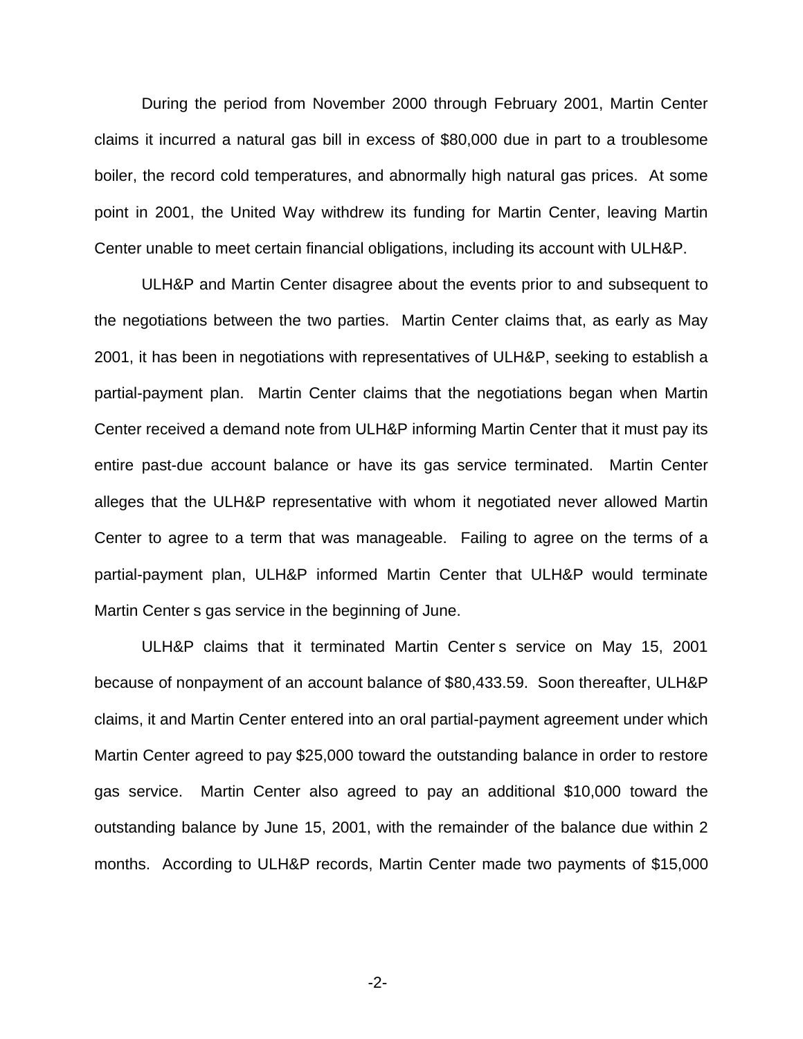During the period from November 2000 through February 2001, Martin Center claims it incurred a natural gas bill in excess of $80,000 due in part to a troublesome boiler, the record cold temperatures, and abnormally high natural gas prices. At some point in 2001, the United Way withdrew its funding for Martin Center, leaving Martin Center unable to meet certain financial obligations, including its account with ULH&P.

ULH&P and Martin Center disagree about the events prior to and subsequent to the negotiations between the two parties. Martin Center claims that, as early as May 2001, it has been in negotiations with representatives of ULH&P, seeking to establish a partial-payment plan. Martin Center claims that the negotiations began when Martin Center received a demand note from ULH&P informing Martin Center that it must pay its entire past-due account balance or have its gas service terminated. Martin Center alleges that the ULH&P representative with whom it negotiated never allowed Martin Center to agree to a term that was manageable. Failing to agree on the terms of a partial-payment plan, ULH&P informed Martin Center that ULH&P would terminate Martin Center s gas service in the beginning of June.

ULH&P claims that it terminated Martin Center s service on May 15, 2001 because of nonpayment of an account balance of $80,433.59. Soon thereafter, ULH&P claims, it and Martin Center entered into an oral partial-payment agreement under which Martin Center agreed to pay $25,000 toward the outstanding balance in order to restore gas service. Martin Center also agreed to pay an additional $10,000 toward the outstanding balance by June 15, 2001, with the remainder of the balance due within 2 months. According to ULH&P records, Martin Center made two payments of $15,000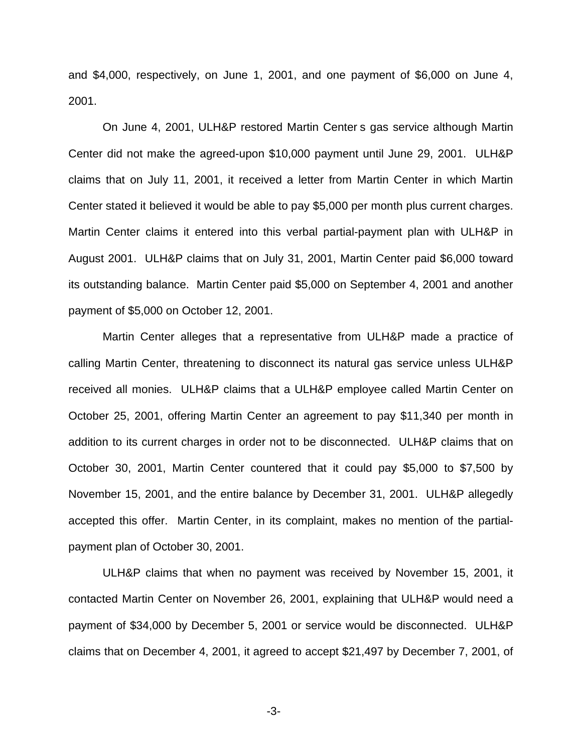and $4,000, respectively, on June 1, 2001, and one payment of $6,000 on June 4, 2001.

On June 4, 2001, ULH&P restored Martin Center s gas service although Martin Center did not make the agreed-upon $10,000 payment until June 29, 2001. ULH&P claims that on July 11, 2001, it received a letter from Martin Center in which Martin Center stated it believed it would be able to pay $5,000 per month plus current charges. Martin Center claims it entered into this verbal partial-payment plan with ULH&P in August 2001. ULH&P claims that on July 31, 2001, Martin Center paid $6,000 toward its outstanding balance. Martin Center paid $5,000 on September 4, 2001 and another payment of $5,000 on October 12, 2001.

Martin Center alleges that a representative from ULH&P made a practice of calling Martin Center, threatening to disconnect its natural gas service unless ULH&P received all monies. ULH&P claims that a ULH&P employee called Martin Center on October 25, 2001, offering Martin Center an agreement to pay $11,340 per month in addition to its current charges in order not to be disconnected. ULH&P claims that on October 30, 2001, Martin Center countered that it could pay $5,000 to $7,500 by November 15, 2001, and the entire balance by December 31, 2001. ULH&P allegedly accepted this offer. Martin Center, in its complaint, makes no mention of the partial-payment plan of October 30, 2001.

ULH&P claims that when no payment was received by November 15, 2001, it contacted Martin Center on November 26, 2001, explaining that ULH&P would need a payment of $34,000 by December 5, 2001 or service would be disconnected. ULH&P claims that on December 4, 2001, it agreed to accept $21,497 by December 7, 2001, of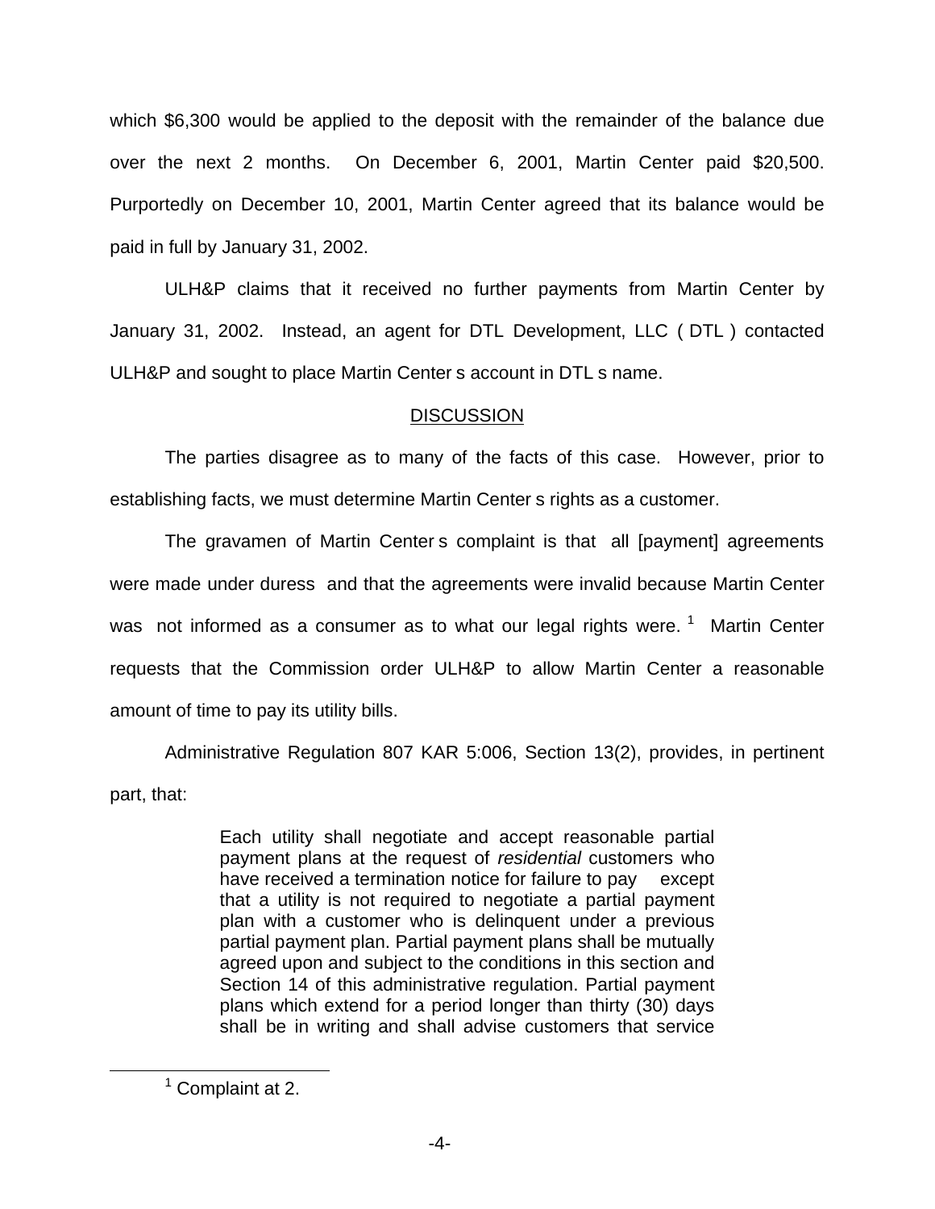which $6,300 would be applied to the deposit with the remainder of the balance due over the next 2 months. On December 6, 2001, Martin Center paid $20,500. Purportedly on December 10, 2001, Martin Center agreed that its balance would be paid in full by January 31, 2002.

ULH&P claims that it received no further payments from Martin Center by January 31, 2002. Instead, an agent for DTL Development, LLC ( DTL ) contacted ULH&P and sought to place Martin Center s account in DTL s name.

<u>DISCUSSION</u>

The parties disagree as to many of the facts of this case. However, prior to establishing facts, we must determine Martin Center s rights as a customer.

The gravamen of Martin Center s complaint is that all [payment] agreements were made under duress and that the agreements were invalid because Martin Center was not informed as a consumer as to what our legal rights were. [1] Martin Center requests that the Commission order ULH&P to allow Martin Center a reasonable amount of time to pay its utility bills.

Administrative Regulation 807 KAR 5:006, Section 13(2), provides, in pertinent part, that:

> Each utility shall negotiate and accept reasonable partial payment plans at the request of *residential* customers who have received a termination notice for failure to pay except that a utility is not required to negotiate a partial payment plan with a customer who is delinquent under a previous partial payment plan. Partial payment plans shall be mutually agreed upon and subject to the conditions in this section and Section 14 of this administrative regulation. Partial payment plans which extend for a period longer than thirty (30) days shall be in writing and shall advise customers that service

[1] Complaint at 2.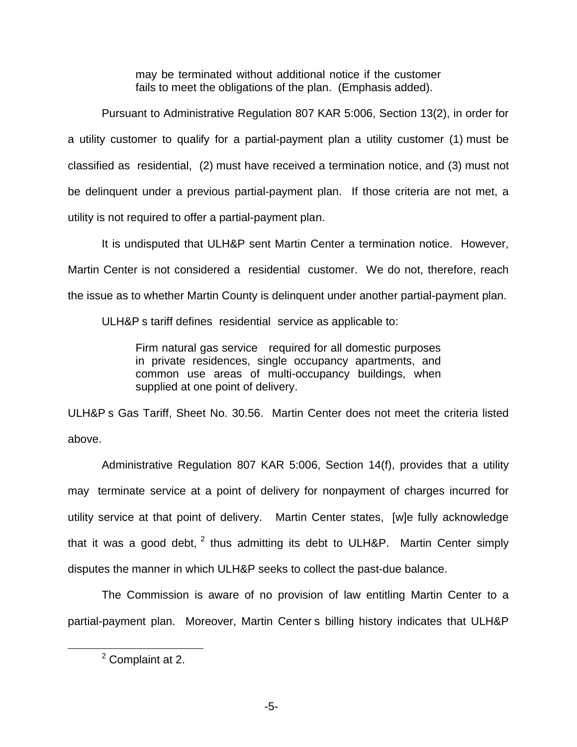> may be terminated without additional notice if the customer fails to meet the obligations of the plan. (Emphasis added).

Pursuant to Administrative Regulation 807 KAR 5:006, Section 13(2), in order for a utility customer to qualify for a partial-payment plan a utility customer (1) must be classified as residential, (2) must have received a termination notice, and (3) must not be delinquent under a previous partial-payment plan. If those criteria are not met, a utility is not required to offer a partial-payment plan.

It is undisputed that ULH&P sent Martin Center a termination notice. However, Martin Center is not considered a residential customer. We do not, therefore, reach the issue as to whether Martin County is delinquent under another partial-payment plan.

ULH&P s tariff defines residential service as applicable to:

> Firm natural gas service required for all domestic purposes in private residences, single occupancy apartments, and common use areas of multi-occupancy buildings, when supplied at one point of delivery.

ULH&P s Gas Tariff, Sheet No. 30.56. Martin Center does not meet the criteria listed above.

Administrative Regulation 807 KAR 5:006, Section 14(f), provides that a utility may terminate service at a point of delivery for nonpayment of charges incurred for utility service at that point of delivery. Martin Center states, [w]e fully acknowledge that it was a good debt, [2] thus admitting its debt to ULH&P. Martin Center simply disputes the manner in which ULH&P seeks to collect the past-due balance.

The Commission is aware of no provision of law entitling Martin Center to a partial-payment plan. Moreover, Martin Center s billing history indicates that ULH&P

[2] Complaint at 2.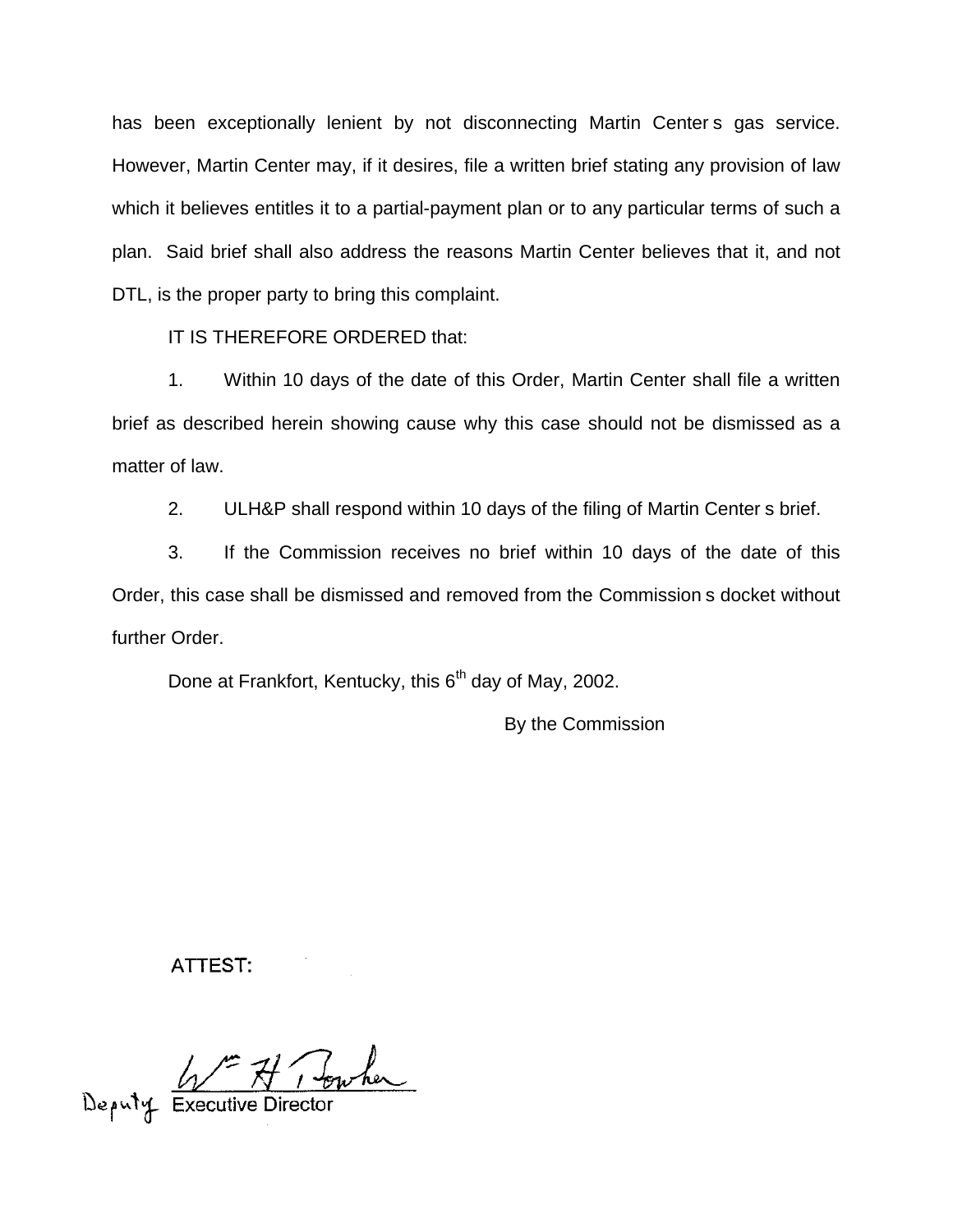has been exceptionally lenient by not disconnecting Martin Center s gas service. However, Martin Center may, if it desires, file a written brief stating any provision of law which it believes entitles it to a partial-payment plan or to any particular terms of such a plan. Said brief shall also address the reasons Martin Center believes that it, and not DTL, is the proper party to bring this complaint.

IT IS THEREFORE ORDERED that:

1. Within 10 days of the date of this Order, Martin Center shall file a written brief as described herein showing cause why this case should not be dismissed as a matter of law.

2. ULH&P shall respond within 10 days of the filing of Martin Center s brief.

3. If the Commission receives no brief within 10 days of the date of this Order, this case shall be dismissed and removed from the Commission s docket without further Order.

Done at Frankfort, Kentucky, this 6th day of May, 2002.

By the Commission

ATTEST:

Wm H Bowker

Deputy Executive Director